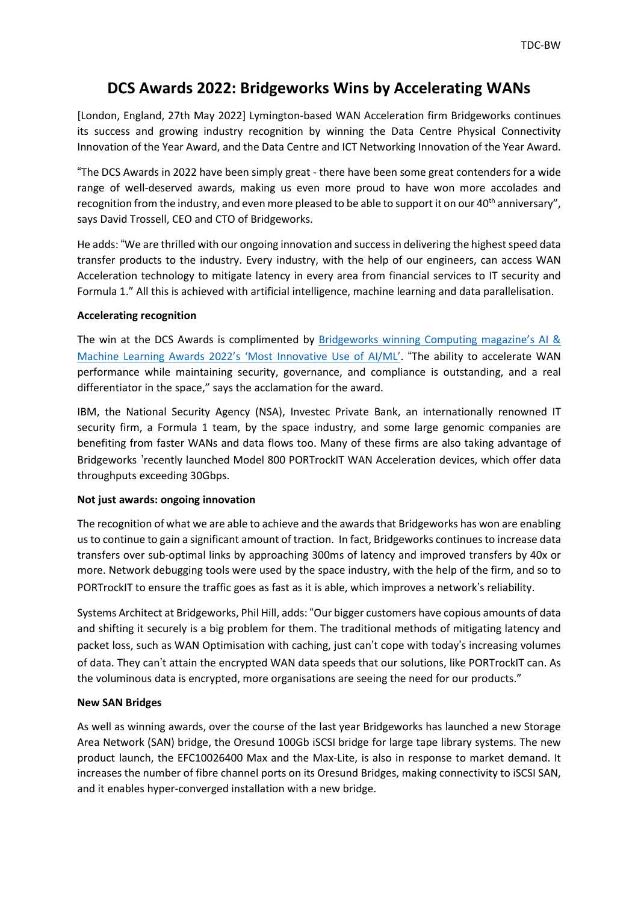# DCS Awards 2022: Bridgeworks Wins by Accelerating WANs

[London, England, 27th May 2022] Lymington-based WAN Acceleration firm Bridgeworks continues its success and growing industry recognition by winning the Data Centre Physical Connectivity Innovation of the Year Award, and the Data Centre and ICT Networking Innovation of the Year Award.

"The DCS Awards in 2022 have been simply great - there have been some great contenders for a wide range of well-deserved awards, making us even more proud to have won more accolades and recognition from the industry, and even more pleased to be able to support it on our 40th anniversary", says David Trossell, CEO and CTO of Bridgeworks.

He adds: "We are thrilled with our ongoing innovation and success in delivering the highest speed data transfer products to the industry. Every industry, with the help of our engineers, can access WAN Acceleration technology to mitigate latency in every area from financial services to IT security and Formula 1." All this is achieved with artificial intelligence, machine learning and data parallelisation.

**Accelerating recognition**

The win at the DCS Awards is complimented by [Bridgeworks winning Computing magazine's AI & Machine Learning Awards 2022's 'Most Innovative Use of AI/ML'](). "The ability to accelerate WAN performance while maintaining security, governance, and compliance is outstanding, and a real differentiator in the space," says the acclamation for the award.

IBM, the National Security Agency (NSA), Investec Private Bank, an internationally renowned IT security firm, a Formula 1 team, by the space industry, and some large genomic companies are benefiting from faster WANs and data flows too. Many of these firms are also taking advantage of Bridgeworks 'recently launched Model 800 PORTrockIT WAN Acceleration devices, which offer data throughputs exceeding 30Gbps.

**Not just awards: ongoing innovation**

The recognition of what we are able to achieve and the awards that Bridgeworks has won are enabling us to continue to gain a significant amount of traction. In fact, Bridgeworks continues to increase data transfers over sub-optimal links by approaching 300ms of latency and improved transfers by 40x or more. Network debugging tools were used by the space industry, with the help of the firm, and so to PORTrockIT to ensure the traffic goes as fast as it is able, which improves a network's reliability.

Systems Architect at Bridgeworks, Phil Hill, adds: "Our bigger customers have copious amounts of data and shifting it securely is a big problem for them. The traditional methods of mitigating latency and packet loss, such as WAN Optimisation with caching, just can't cope with today's increasing volumes of data. They can't attain the encrypted WAN data speeds that our solutions, like PORTrockIT can. As the voluminous data is encrypted, more organisations are seeing the need for our products."

**New SAN Bridges**

As well as winning awards, over the course of the last year Bridgeworks has launched a new Storage Area Network (SAN) bridge, the Oresund 100Gb iSCSI bridge for large tape library systems. The new product launch, the EFC10026400 Max and the Max-Lite, is also in response to market demand. It increases the number of fibre channel ports on its Oresund Bridges, making connectivity to iSCSI SAN, and it enables hyper-converged installation with a new bridge.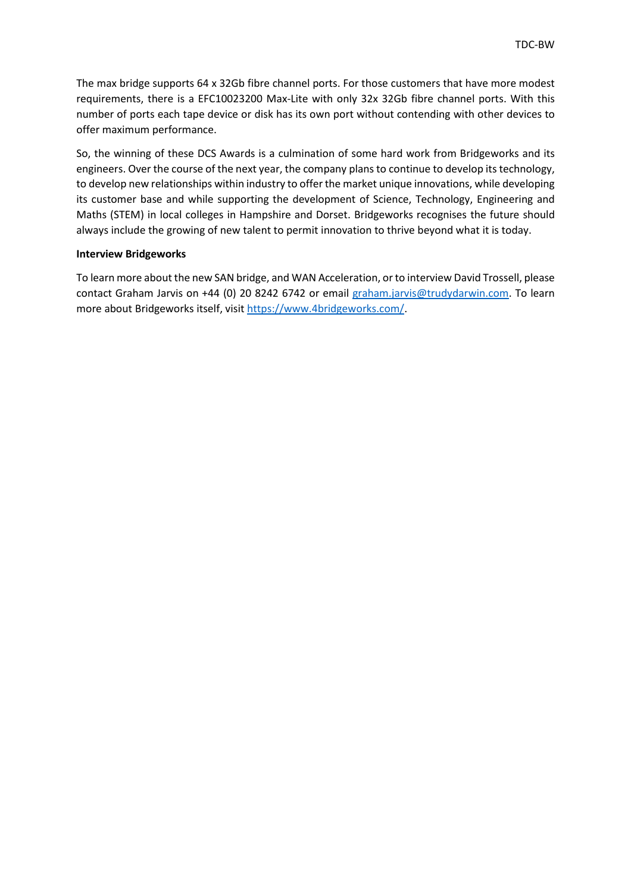The max bridge supports 64 x 32Gb fibre channel ports. For those customers that have more modest requirements, there is a EFC10023200 Max-Lite with only 32x 32Gb fibre channel ports. With this number of ports each tape device or disk has its own port without contending with other devices to offer maximum performance.

So, the winning of these DCS Awards is a culmination of some hard work from Bridgeworks and its engineers. Over the course of the next year, the company plans to continue to develop its technology, to develop new relationships within industry to offer the market unique innovations, while developing its customer base and while supporting the development of Science, Technology, Engineering and Maths (STEM) in local colleges in Hampshire and Dorset. Bridgeworks recognises the future should always include the growing of new talent to permit innovation to thrive beyond what it is today.

**Interview Bridgeworks**

To learn more about the new SAN bridge, and WAN Acceleration, or to interview David Trossell, please contact Graham Jarvis on +44 (0) 20 8242 6742 or email graham.jarvis@trudydarwin.com. To learn more about Bridgeworks itself, visit https://www.4bridgeworks.com/.